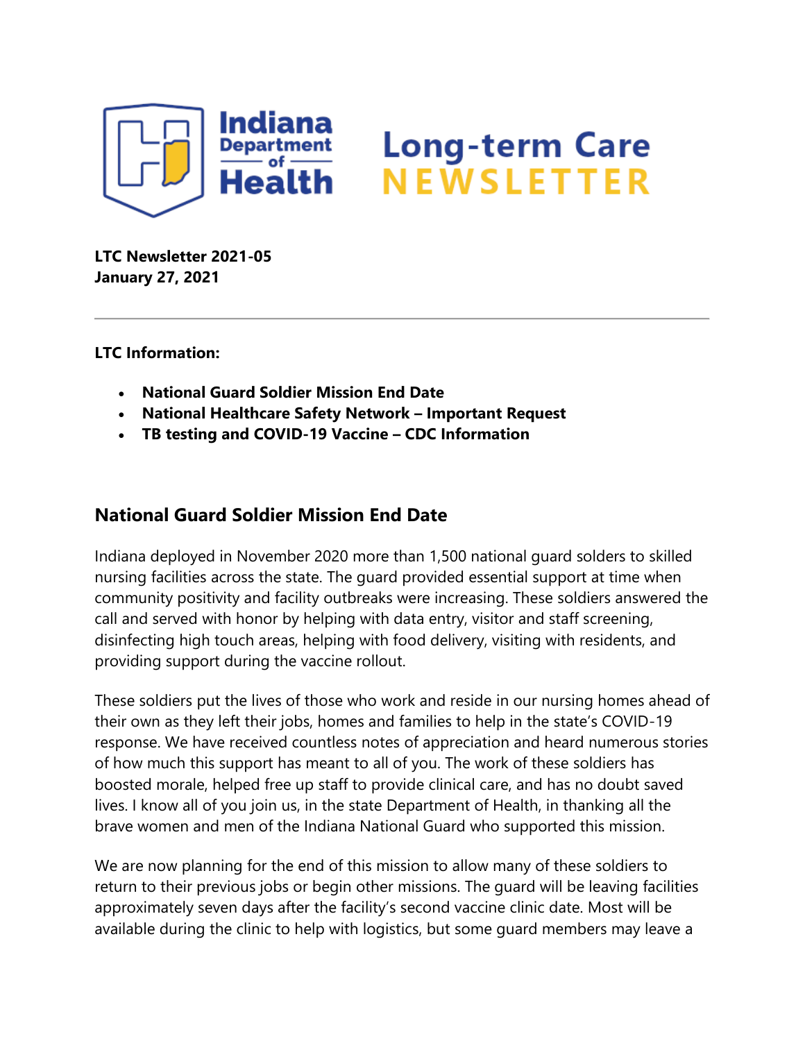# Indiana Department of Health — Long-term Care NEWSLETTER

**LTC Newsletter 2021-05**
**January 27, 2021**

---

**LTC Information:**

- **National Guard Soldier Mission End Date**
- **National Healthcare Safety Network – Important Request**
- **TB testing and COVID-19 Vaccine – CDC Information**

## National Guard Soldier Mission End Date

Indiana deployed in November 2020 more than 1,500 national guard solders to skilled nursing facilities across the state. The guard provided essential support at time when community positivity and facility outbreaks were increasing. These soldiers answered the call and served with honor by helping with data entry, visitor and staff screening, disinfecting high touch areas, helping with food delivery, visiting with residents, and providing support during the vaccine rollout.

These soldiers put the lives of those who work and reside in our nursing homes ahead of their own as they left their jobs, homes and families to help in the state's COVID-19 response. We have received countless notes of appreciation and heard numerous stories of how much this support has meant to all of you. The work of these soldiers has boosted morale, helped free up staff to provide clinical care, and has no doubt saved lives. I know all of you join us, in the state Department of Health, in thanking all the brave women and men of the Indiana National Guard who supported this mission.

We are now planning for the end of this mission to allow many of these soldiers to return to their previous jobs or begin other missions. The guard will be leaving facilities approximately seven days after the facility's second vaccine clinic date. Most will be available during the clinic to help with logistics, but some guard members may leave a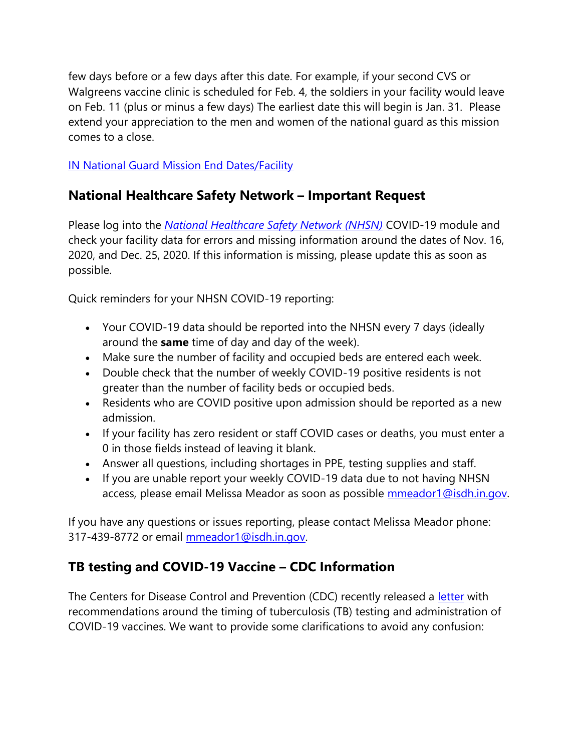few days before or a few days after this date. For example, if your second CVS or Walgreens vaccine clinic is scheduled for Feb. 4, the soldiers in your facility would leave on Feb. 11 (plus or minus a few days) The earliest date this will begin is Jan. 31.  Please extend your appreciation to the men and women of the national guard as this mission comes to a close.

[IN National Guard Mission End Dates/Facility]

## National Healthcare Safety Network – Important Request

Please log into the *[National Healthcare Safety Network (NHSN)]* COVID-19 module and check your facility data for errors and missing information around the dates of Nov. 16, 2020, and Dec. 25, 2020. If this information is missing, please update this as soon as possible.

Quick reminders for your NHSN COVID-19 reporting:

- Your COVID-19 data should be reported into the NHSN every 7 days (ideally around the **same** time of day and day of the week).
- Make sure the number of facility and occupied beds are entered each week.
- Double check that the number of weekly COVID-19 positive residents is not greater than the number of facility beds or occupied beds.
- Residents who are COVID positive upon admission should be reported as a new admission.
- If your facility has zero resident or staff COVID cases or deaths, you must enter a 0 in those fields instead of leaving it blank.
- Answer all questions, including shortages in PPE, testing supplies and staff.
- If you are unable report your weekly COVID-19 data due to not having NHSN access, please email Melissa Meador as soon as possible mmeador1@isdh.in.gov.

If you have any questions or issues reporting, please contact Melissa Meador phone: 317-439-8772 or email mmeador1@isdh.in.gov.

## TB testing and COVID-19 Vaccine – CDC Information

The Centers for Disease Control and Prevention (CDC) recently released a [letter] with recommendations around the timing of tuberculosis (TB) testing and administration of COVID-19 vaccines. We want to provide some clarifications to avoid any confusion: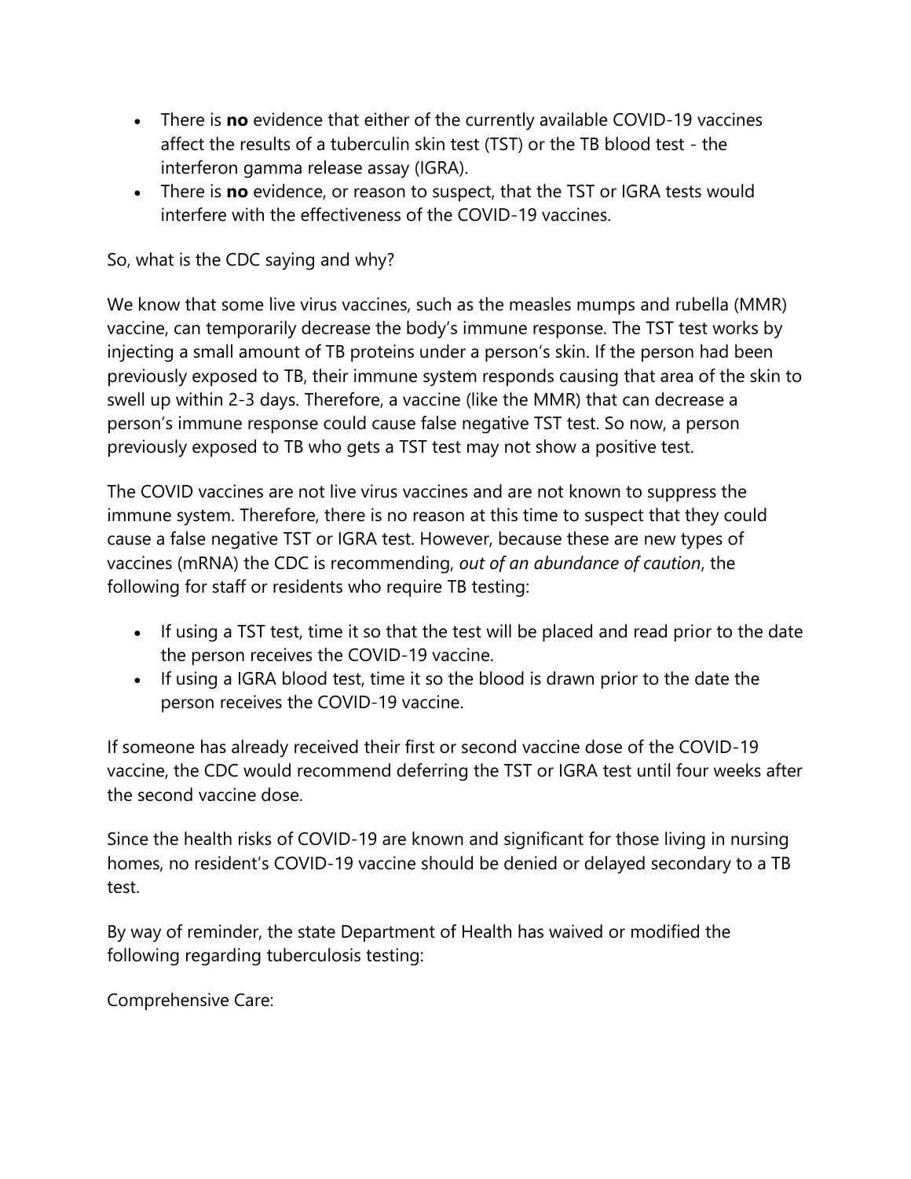- There is **no** evidence that either of the currently available COVID-19 vaccines affect the results of a tuberculin skin test (TST) or the TB blood test - the interferon gamma release assay (IGRA).
- There is **no** evidence, or reason to suspect, that the TST or IGRA tests would interfere with the effectiveness of the COVID-19 vaccines.

So, what is the CDC saying and why?

We know that some live virus vaccines, such as the measles mumps and rubella (MMR) vaccine, can temporarily decrease the body's immune response. The TST test works by injecting a small amount of TB proteins under a person's skin. If the person had been previously exposed to TB, their immune system responds causing that area of the skin to swell up within 2-3 days. Therefore, a vaccine (like the MMR) that can decrease a person's immune response could cause false negative TST test. So now, a person previously exposed to TB who gets a TST test may not show a positive test.

The COVID vaccines are not live virus vaccines and are not known to suppress the immune system. Therefore, there is no reason at this time to suspect that they could cause a false negative TST or IGRA test. However, because these are new types of vaccines (mRNA) the CDC is recommending, *out of an abundance of caution*, the following for staff or residents who require TB testing:

- If using a TST test, time it so that the test will be placed and read prior to the date the person receives the COVID-19 vaccine.
- If using a IGRA blood test, time it so the blood is drawn prior to the date the person receives the COVID-19 vaccine.

If someone has already received their first or second vaccine dose of the COVID-19 vaccine, the CDC would recommend deferring the TST or IGRA test until four weeks after the second vaccine dose.

Since the health risks of COVID-19 are known and significant for those living in nursing homes, no resident's COVID-19 vaccine should be denied or delayed secondary to a TB test.

By way of reminder, the state Department of Health has waived or modified the following regarding tuberculosis testing:

Comprehensive Care: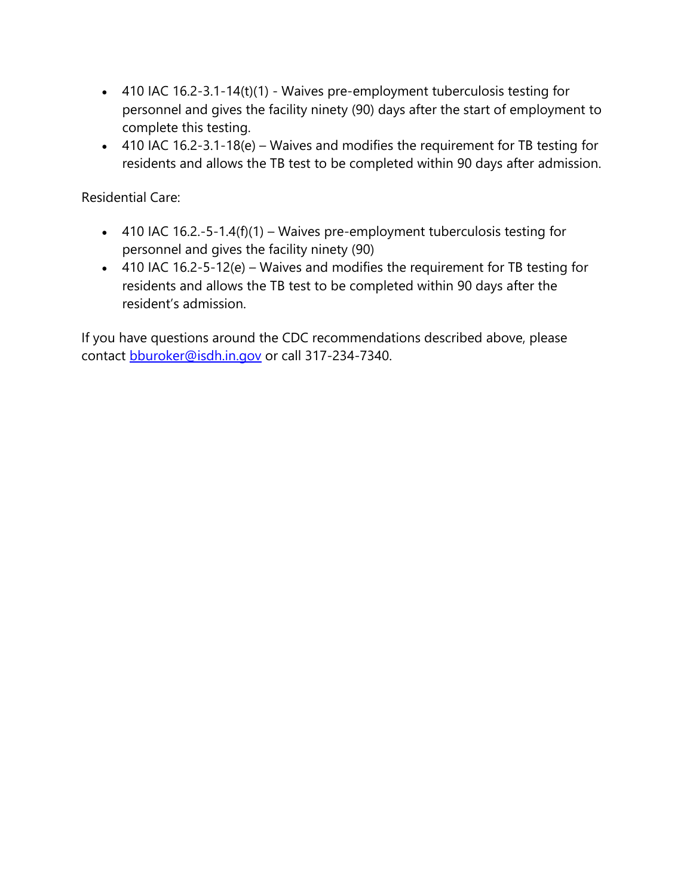- 410 IAC 16.2-3.1-14(t)(1) - Waives pre-employment tuberculosis testing for personnel and gives the facility ninety (90) days after the start of employment to complete this testing.
- 410 IAC 16.2-3.1-18(e) – Waives and modifies the requirement for TB testing for residents and allows the TB test to be completed within 90 days after admission.

Residential Care:

- 410 IAC 16.2.-5-1.4(f)(1) – Waives pre-employment tuberculosis testing for personnel and gives the facility ninety (90)
- 410 IAC 16.2-5-12(e) – Waives and modifies the requirement for TB testing for residents and allows the TB test to be completed within 90 days after the resident's admission.

If you have questions around the CDC recommendations described above, please contact [bburoker@isdh.in.gov](mailto:bburoker@isdh.in.gov) or call 317-234-7340.